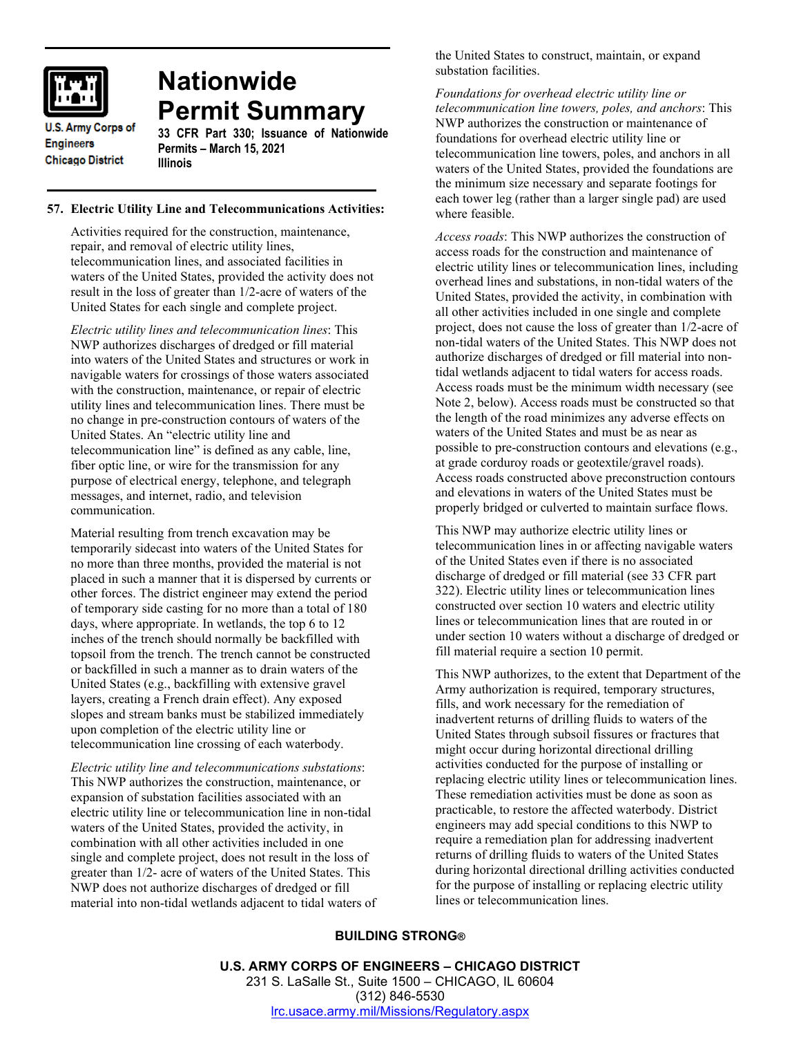# Nationwide Permit Summary

U.S. Army Corps of Engineers
Chicago District

**33 CFR Part 330; Issuance of Nationwide Permits – March 15, 2021**
**Illinois**

**57. Electric Utility Line and Telecommunications Activities:**

Activities required for the construction, maintenance, repair, and removal of electric utility lines, telecommunication lines, and associated facilities in waters of the United States, provided the activity does not result in the loss of greater than 1/2-acre of waters of the United States for each single and complete project.

*Electric utility lines and telecommunication lines*: This NWP authorizes discharges of dredged or fill material into waters of the United States and structures or work in navigable waters for crossings of those waters associated with the construction, maintenance, or repair of electric utility lines and telecommunication lines. There must be no change in pre-construction contours of waters of the United States. An "electric utility line and telecommunication line" is defined as any cable, line, fiber optic line, or wire for the transmission for any purpose of electrical energy, telephone, and telegraph messages, and internet, radio, and television communication.

Material resulting from trench excavation may be temporarily sidecast into waters of the United States for no more than three months, provided the material is not placed in such a manner that it is dispersed by currents or other forces. The district engineer may extend the period of temporary side casting for no more than a total of 180 days, where appropriate. In wetlands, the top 6 to 12 inches of the trench should normally be backfilled with topsoil from the trench. The trench cannot be constructed or backfilled in such a manner as to drain waters of the United States (e.g., backfilling with extensive gravel layers, creating a French drain effect). Any exposed slopes and stream banks must be stabilized immediately upon completion of the electric utility line or telecommunication line crossing of each waterbody.

*Electric utility line and telecommunications substations*: This NWP authorizes the construction, maintenance, or expansion of substation facilities associated with an electric utility line or telecommunication line in non-tidal waters of the United States, provided the activity, in combination with all other activities included in one single and complete project, does not result in the loss of greater than 1/2- acre of waters of the United States. This NWP does not authorize discharges of dredged or fill material into non-tidal wetlands adjacent to tidal waters of the United States to construct, maintain, or expand substation facilities.

*Foundations for overhead electric utility line or telecommunication line towers, poles, and anchors*: This NWP authorizes the construction or maintenance of foundations for overhead electric utility line or telecommunication line towers, poles, and anchors in all waters of the United States, provided the foundations are the minimum size necessary and separate footings for each tower leg (rather than a larger single pad) are used where feasible.

*Access roads*: This NWP authorizes the construction of access roads for the construction and maintenance of electric utility lines or telecommunication lines, including overhead lines and substations, in non-tidal waters of the United States, provided the activity, in combination with all other activities included in one single and complete project, does not cause the loss of greater than 1/2-acre of non-tidal waters of the United States. This NWP does not authorize discharges of dredged or fill material into non-tidal wetlands adjacent to tidal waters for access roads. Access roads must be the minimum width necessary (see Note 2, below). Access roads must be constructed so that the length of the road minimizes any adverse effects on waters of the United States and must be as near as possible to pre-construction contours and elevations (e.g., at grade corduroy roads or geotextile/gravel roads). Access roads constructed above preconstruction contours and elevations in waters of the United States must be properly bridged or culverted to maintain surface flows.

This NWP may authorize electric utility lines or telecommunication lines in or affecting navigable waters of the United States even if there is no associated discharge of dredged or fill material (see 33 CFR part 322). Electric utility lines or telecommunication lines constructed over section 10 waters and electric utility lines or telecommunication lines that are routed in or under section 10 waters without a discharge of dredged or fill material require a section 10 permit.

This NWP authorizes, to the extent that Department of the Army authorization is required, temporary structures, fills, and work necessary for the remediation of inadvertent returns of drilling fluids to waters of the United States through subsoil fissures or fractures that might occur during horizontal directional drilling activities conducted for the purpose of installing or replacing electric utility lines or telecommunication lines. These remediation activities must be done as soon as practicable, to restore the affected waterbody. District engineers may add special conditions to this NWP to require a remediation plan for addressing inadvertent returns of drilling fluids to waters of the United States during horizontal directional drilling activities conducted for the purpose of installing or replacing electric utility lines or telecommunication lines.

**BUILDING STRONG®**

**U.S. ARMY CORPS OF ENGINEERS – CHICAGO DISTRICT**
231 S. LaSalle St., Suite 1500 – CHICAGO, IL 60604
(312) 846-5530
lrc.usace.army.mil/Missions/Regulatory.aspx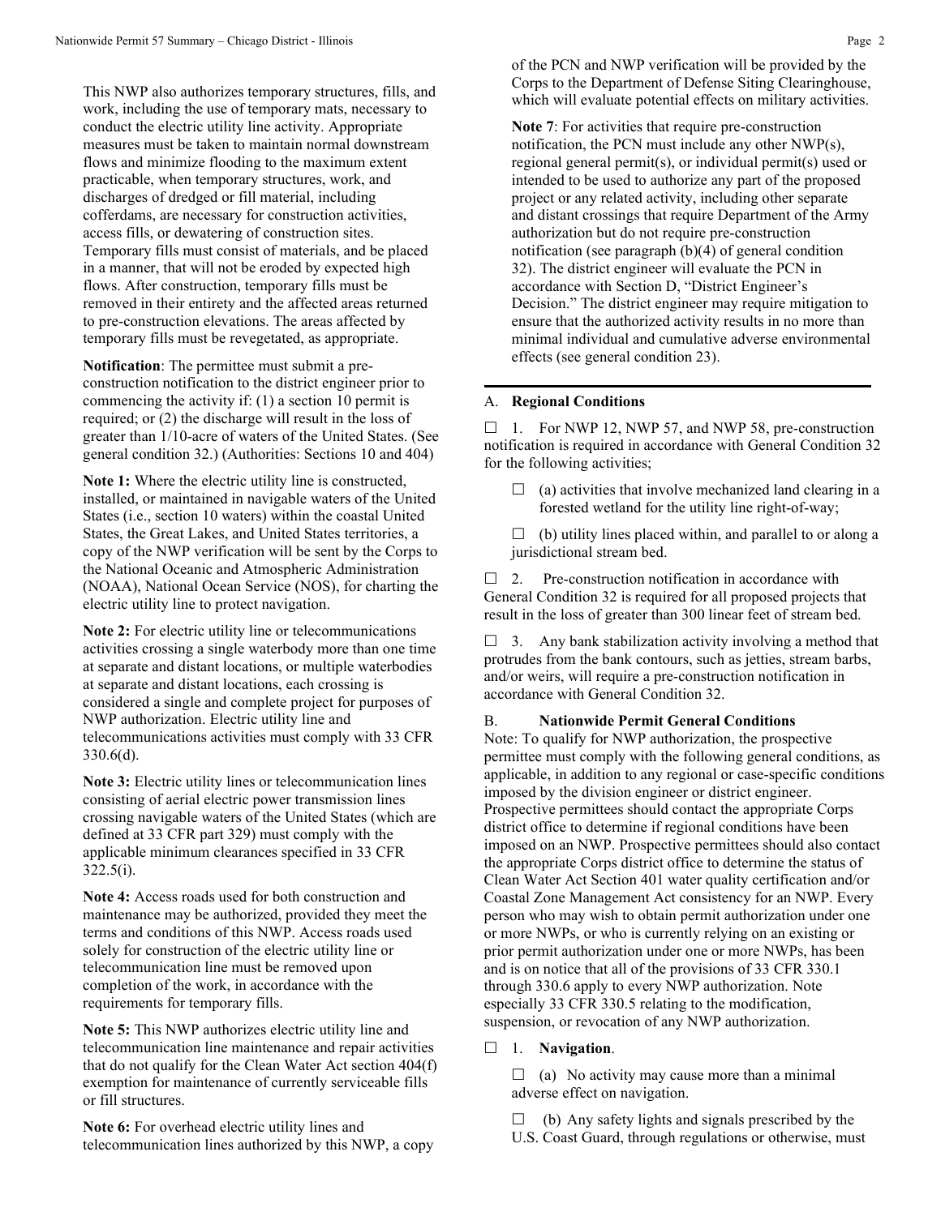This NWP also authorizes temporary structures, fills, and work, including the use of temporary mats, necessary to conduct the electric utility line activity. Appropriate measures must be taken to maintain normal downstream flows and minimize flooding to the maximum extent practicable, when temporary structures, work, and discharges of dredged or fill material, including cofferdams, are necessary for construction activities, access fills, or dewatering of construction sites. Temporary fills must consist of materials, and be placed in a manner, that will not be eroded by expected high flows. After construction, temporary fills must be removed in their entirety and the affected areas returned to pre-construction elevations. The areas affected by temporary fills must be revegetated, as appropriate.

**Notification**: The permittee must submit a pre-construction notification to the district engineer prior to commencing the activity if: (1) a section 10 permit is required; or (2) the discharge will result in the loss of greater than 1/10-acre of waters of the United States. (See general condition 32.) (Authorities: Sections 10 and 404)

**Note 1:** Where the electric utility line is constructed, installed, or maintained in navigable waters of the United States (i.e., section 10 waters) within the coastal United States, the Great Lakes, and United States territories, a copy of the NWP verification will be sent by the Corps to the National Oceanic and Atmospheric Administration (NOAA), National Ocean Service (NOS), for charting the electric utility line to protect navigation.

**Note 2:** For electric utility line or telecommunications activities crossing a single waterbody more than one time at separate and distant locations, or multiple waterbodies at separate and distant locations, each crossing is considered a single and complete project for purposes of NWP authorization. Electric utility line and telecommunications activities must comply with 33 CFR 330.6(d).

**Note 3:** Electric utility lines or telecommunication lines consisting of aerial electric power transmission lines crossing navigable waters of the United States (which are defined at 33 CFR part 329) must comply with the applicable minimum clearances specified in 33 CFR 322.5(i).

**Note 4:** Access roads used for both construction and maintenance may be authorized, provided they meet the terms and conditions of this NWP. Access roads used solely for construction of the electric utility line or telecommunication line must be removed upon completion of the work, in accordance with the requirements for temporary fills.

**Note 5:** This NWP authorizes electric utility line and telecommunication line maintenance and repair activities that do not qualify for the Clean Water Act section 404(f) exemption for maintenance of currently serviceable fills or fill structures.

**Note 6:** For overhead electric utility lines and telecommunication lines authorized by this NWP, a copy of the PCN and NWP verification will be provided by the Corps to the Department of Defense Siting Clearinghouse, which will evaluate potential effects on military activities.

**Note 7**: For activities that require pre-construction notification, the PCN must include any other NWP(s), regional general permit(s), or individual permit(s) used or intended to be used to authorize any part of the proposed project or any related activity, including other separate and distant crossings that require Department of the Army authorization but do not require pre-construction notification (see paragraph (b)(4) of general condition 32). The district engineer will evaluate the PCN in accordance with Section D, "District Engineer's Decision." The district engineer may require mitigation to ensure that the authorized activity results in no more than minimal individual and cumulative adverse environmental effects (see general condition 23).

---

## A. Regional Conditions

☐ 1. For NWP 12, NWP 57, and NWP 58, pre-construction notification is required in accordance with General Condition 32 for the following activities;

- ☐ (a) activities that involve mechanized land clearing in a forested wetland for the utility line right-of-way;
- ☐ (b) utility lines placed within, and parallel to or along a jurisdictional stream bed.

☐ 2. Pre-construction notification in accordance with General Condition 32 is required for all proposed projects that result in the loss of greater than 300 linear feet of stream bed.

☐ 3. Any bank stabilization activity involving a method that protrudes from the bank contours, such as jetties, stream barbs, and/or weirs, will require a pre-construction notification in accordance with General Condition 32.

## B. Nationwide Permit General Conditions

Note: To qualify for NWP authorization, the prospective permittee must comply with the following general conditions, as applicable, in addition to any regional or case-specific conditions imposed by the division engineer or district engineer. Prospective permittees should contact the appropriate Corps district office to determine if regional conditions have been imposed on an NWP. Prospective permittees should also contact the appropriate Corps district office to determine the status of Clean Water Act Section 401 water quality certification and/or Coastal Zone Management Act consistency for an NWP. Every person who may wish to obtain permit authorization under one or more NWPs, or who is currently relying on an existing or prior permit authorization under one or more NWPs, has been and is on notice that all of the provisions of 33 CFR 330.1 through 330.6 apply to every NWP authorization. Note especially 33 CFR 330.5 relating to the modification, suspension, or revocation of any NWP authorization.

☐ 1. **Navigation**.

- ☐ (a) No activity may cause more than a minimal adverse effect on navigation.
- ☐ (b) Any safety lights and signals prescribed by the U.S. Coast Guard, through regulations or otherwise, must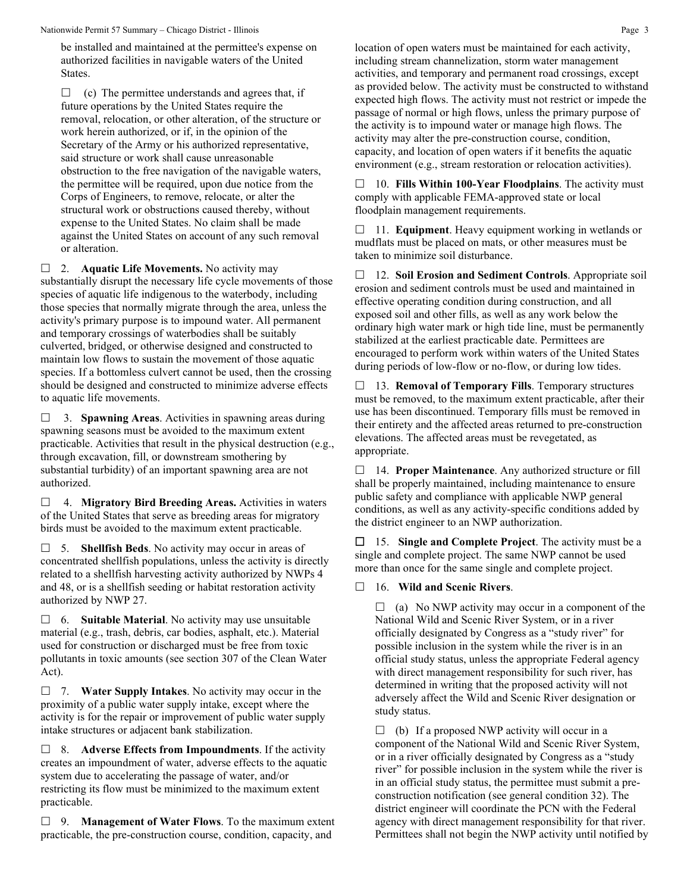be installed and maintained at the permittee's expense on authorized facilities in navigable waters of the United States.

☐ (c) The permittee understands and agrees that, if future operations by the United States require the removal, relocation, or other alteration, of the structure or work herein authorized, or if, in the opinion of the Secretary of the Army or his authorized representative, said structure or work shall cause unreasonable obstruction to the free navigation of the navigable waters, the permittee will be required, upon due notice from the Corps of Engineers, to remove, relocate, or alter the structural work or obstructions caused thereby, without expense to the United States. No claim shall be made against the United States on account of any such removal or alteration.

☐ 2. **Aquatic Life Movements.** No activity may substantially disrupt the necessary life cycle movements of those species of aquatic life indigenous to the waterbody, including those species that normally migrate through the area, unless the activity's primary purpose is to impound water. All permanent and temporary crossings of waterbodies shall be suitably culverted, bridged, or otherwise designed and constructed to maintain low flows to sustain the movement of those aquatic species. If a bottomless culvert cannot be used, then the crossing should be designed and constructed to minimize adverse effects to aquatic life movements.

☐ 3. **Spawning Areas**. Activities in spawning areas during spawning seasons must be avoided to the maximum extent practicable. Activities that result in the physical destruction (e.g., through excavation, fill, or downstream smothering by substantial turbidity) of an important spawning area are not authorized.

☐ 4. **Migratory Bird Breeding Areas.** Activities in waters of the United States that serve as breeding areas for migratory birds must be avoided to the maximum extent practicable.

☐ 5. **Shellfish Beds**. No activity may occur in areas of concentrated shellfish populations, unless the activity is directly related to a shellfish harvesting activity authorized by NWPs 4 and 48, or is a shellfish seeding or habitat restoration activity authorized by NWP 27.

☐ 6. **Suitable Material**. No activity may use unsuitable material (e.g., trash, debris, car bodies, asphalt, etc.). Material used for construction or discharged must be free from toxic pollutants in toxic amounts (see section 307 of the Clean Water Act).

☐ 7. **Water Supply Intakes**. No activity may occur in the proximity of a public water supply intake, except where the activity is for the repair or improvement of public water supply intake structures or adjacent bank stabilization.

☐ 8. **Adverse Effects from Impoundments**. If the activity creates an impoundment of water, adverse effects to the aquatic system due to accelerating the passage of water, and/or restricting its flow must be minimized to the maximum extent practicable.

☐ 9. **Management of Water Flows**. To the maximum extent practicable, the pre-construction course, condition, capacity, and location of open waters must be maintained for each activity, including stream channelization, storm water management activities, and temporary and permanent road crossings, except as provided below. The activity must be constructed to withstand expected high flows. The activity must not restrict or impede the passage of normal or high flows, unless the primary purpose of the activity is to impound water or manage high flows. The activity may alter the pre-construction course, condition, capacity, and location of open waters if it benefits the aquatic environment (e.g., stream restoration or relocation activities).

☐ 10. **Fills Within 100-Year Floodplains**. The activity must comply with applicable FEMA-approved state or local floodplain management requirements.

☐ 11. **Equipment**. Heavy equipment working in wetlands or mudflats must be placed on mats, or other measures must be taken to minimize soil disturbance.

☐ 12. **Soil Erosion and Sediment Controls**. Appropriate soil erosion and sediment controls must be used and maintained in effective operating condition during construction, and all exposed soil and other fills, as well as any work below the ordinary high water mark or high tide line, must be permanently stabilized at the earliest practicable date. Permittees are encouraged to perform work within waters of the United States during periods of low-flow or no-flow, or during low tides.

☐ 13. **Removal of Temporary Fills**. Temporary structures must be removed, to the maximum extent practicable, after their use has been discontinued. Temporary fills must be removed in their entirety and the affected areas returned to pre-construction elevations. The affected areas must be revegetated, as appropriate.

☐ 14. **Proper Maintenance**. Any authorized structure or fill shall be properly maintained, including maintenance to ensure public safety and compliance with applicable NWP general conditions, as well as any activity-specific conditions added by the district engineer to an NWP authorization.

☐ 15. **Single and Complete Project**. The activity must be a single and complete project. The same NWP cannot be used more than once for the same single and complete project.

☐ 16. **Wild and Scenic Rivers**.

☐ (a) No NWP activity may occur in a component of the National Wild and Scenic River System, or in a river officially designated by Congress as a "study river" for possible inclusion in the system while the river is in an official study status, unless the appropriate Federal agency with direct management responsibility for such river, has determined in writing that the proposed activity will not adversely affect the Wild and Scenic River designation or study status.

☐ (b) If a proposed NWP activity will occur in a component of the National Wild and Scenic River System, or in a river officially designated by Congress as a "study river" for possible inclusion in the system while the river is in an official study status, the permittee must submit a pre-construction notification (see general condition 32). The district engineer will coordinate the PCN with the Federal agency with direct management responsibility for that river. Permittees shall not begin the NWP activity until notified by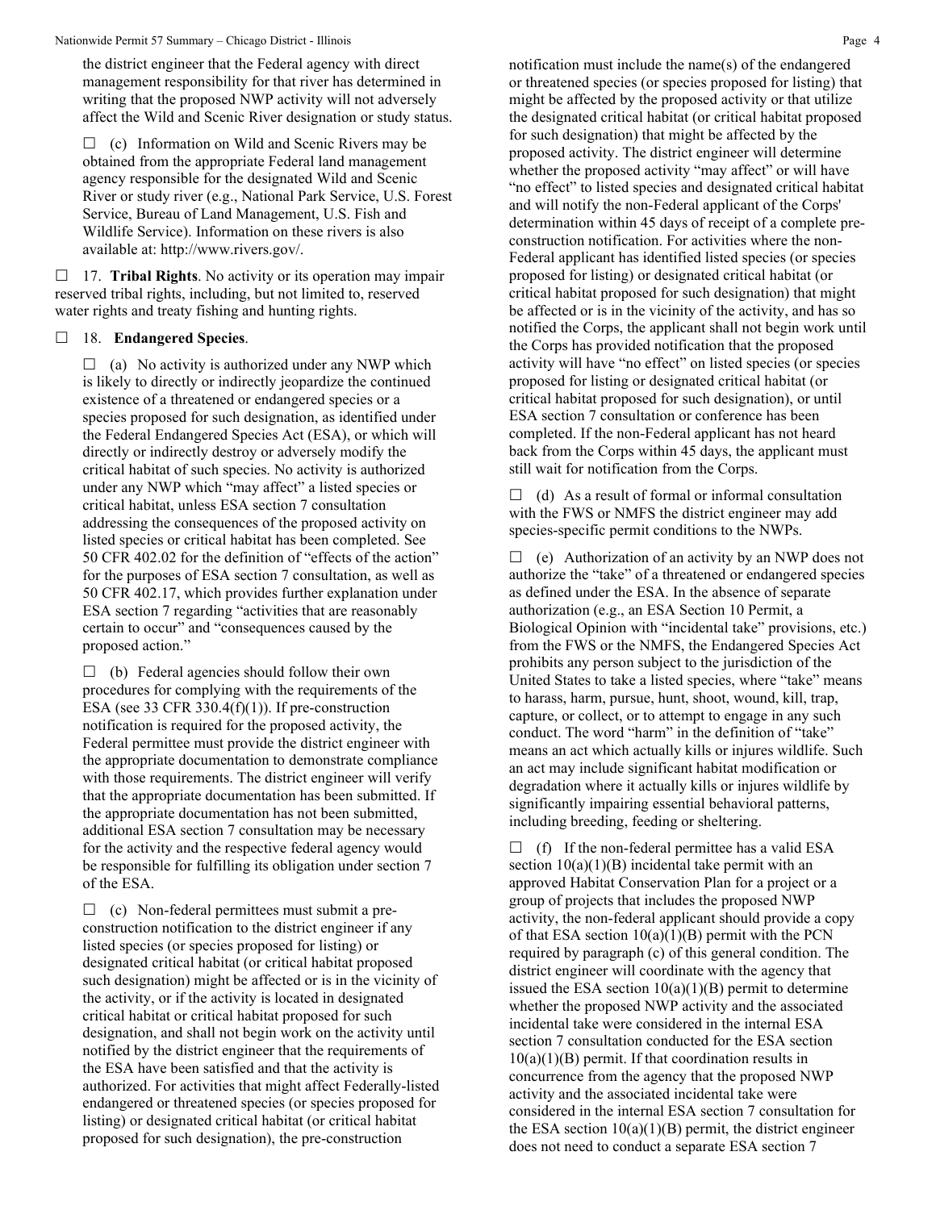the district engineer that the Federal agency with direct management responsibility for that river has determined in writing that the proposed NWP activity will not adversely affect the Wild and Scenic River designation or study status.

☐ (c) Information on Wild and Scenic Rivers may be obtained from the appropriate Federal land management agency responsible for the designated Wild and Scenic River or study river (e.g., National Park Service, U.S. Forest Service, Bureau of Land Management, U.S. Fish and Wildlife Service). Information on these rivers is also available at: http://www.rivers.gov/.

☐ 17. **Tribal Rights**. No activity or its operation may impair reserved tribal rights, including, but not limited to, reserved water rights and treaty fishing and hunting rights.

☐ 18. **Endangered Species**.

☐ (a) No activity is authorized under any NWP which is likely to directly or indirectly jeopardize the continued existence of a threatened or endangered species or a species proposed for such designation, as identified under the Federal Endangered Species Act (ESA), or which will directly or indirectly destroy or adversely modify the critical habitat of such species. No activity is authorized under any NWP which "may affect" a listed species or critical habitat, unless ESA section 7 consultation addressing the consequences of the proposed activity on listed species or critical habitat has been completed. See 50 CFR 402.02 for the definition of "effects of the action" for the purposes of ESA section 7 consultation, as well as 50 CFR 402.17, which provides further explanation under ESA section 7 regarding "activities that are reasonably certain to occur" and "consequences caused by the proposed action."

☐ (b) Federal agencies should follow their own procedures for complying with the requirements of the ESA (see 33 CFR 330.4(f)(1)). If pre-construction notification is required for the proposed activity, the Federal permittee must provide the district engineer with the appropriate documentation to demonstrate compliance with those requirements. The district engineer will verify that the appropriate documentation has been submitted. If the appropriate documentation has not been submitted, additional ESA section 7 consultation may be necessary for the activity and the respective federal agency would be responsible for fulfilling its obligation under section 7 of the ESA.

☐ (c) Non-federal permittees must submit a pre-construction notification to the district engineer if any listed species (or species proposed for listing) or designated critical habitat (or critical habitat proposed such designation) might be affected or is in the vicinity of the activity, or if the activity is located in designated critical habitat or critical habitat proposed for such designation, and shall not begin work on the activity until notified by the district engineer that the requirements of the ESA have been satisfied and that the activity is authorized. For activities that might affect Federally-listed endangered or threatened species (or species proposed for listing) or designated critical habitat (or critical habitat proposed for such designation), the pre-construction notification must include the name(s) of the endangered or threatened species (or species proposed for listing) that might be affected by the proposed activity or that utilize the designated critical habitat (or critical habitat proposed for such designation) that might be affected by the proposed activity. The district engineer will determine whether the proposed activity "may affect" or will have "no effect" to listed species and designated critical habitat and will notify the non-Federal applicant of the Corps' determination within 45 days of receipt of a complete pre-construction notification. For activities where the non-Federal applicant has identified listed species (or species proposed for listing) or designated critical habitat (or critical habitat proposed for such designation) that might be affected or is in the vicinity of the activity, and has so notified the Corps, the applicant shall not begin work until the Corps has provided notification that the proposed activity will have "no effect" on listed species (or species proposed for listing or designated critical habitat (or critical habitat proposed for such designation), or until ESA section 7 consultation or conference has been completed. If the non-Federal applicant has not heard back from the Corps within 45 days, the applicant must still wait for notification from the Corps.

☐ (d) As a result of formal or informal consultation with the FWS or NMFS the district engineer may add species-specific permit conditions to the NWPs.

☐ (e) Authorization of an activity by an NWP does not authorize the "take" of a threatened or endangered species as defined under the ESA. In the absence of separate authorization (e.g., an ESA Section 10 Permit, a Biological Opinion with "incidental take" provisions, etc.) from the FWS or the NMFS, the Endangered Species Act prohibits any person subject to the jurisdiction of the United States to take a listed species, where "take" means to harass, harm, pursue, hunt, shoot, wound, kill, trap, capture, or collect, or to attempt to engage in any such conduct. The word "harm" in the definition of "take" means an act which actually kills or injures wildlife. Such an act may include significant habitat modification or degradation where it actually kills or injures wildlife by significantly impairing essential behavioral patterns, including breeding, feeding or sheltering.

☐ (f) If the non-federal permittee has a valid ESA section 10(a)(1)(B) incidental take permit with an approved Habitat Conservation Plan for a project or a group of projects that includes the proposed NWP activity, the non-federal applicant should provide a copy of that ESA section 10(a)(1)(B) permit with the PCN required by paragraph (c) of this general condition. The district engineer will coordinate with the agency that issued the ESA section 10(a)(1)(B) permit to determine whether the proposed NWP activity and the associated incidental take were considered in the internal ESA section 7 consultation conducted for the ESA section 10(a)(1)(B) permit. If that coordination results in concurrence from the agency that the proposed NWP activity and the associated incidental take were considered in the internal ESA section 7 consultation for the ESA section 10(a)(1)(B) permit, the district engineer does not need to conduct a separate ESA section 7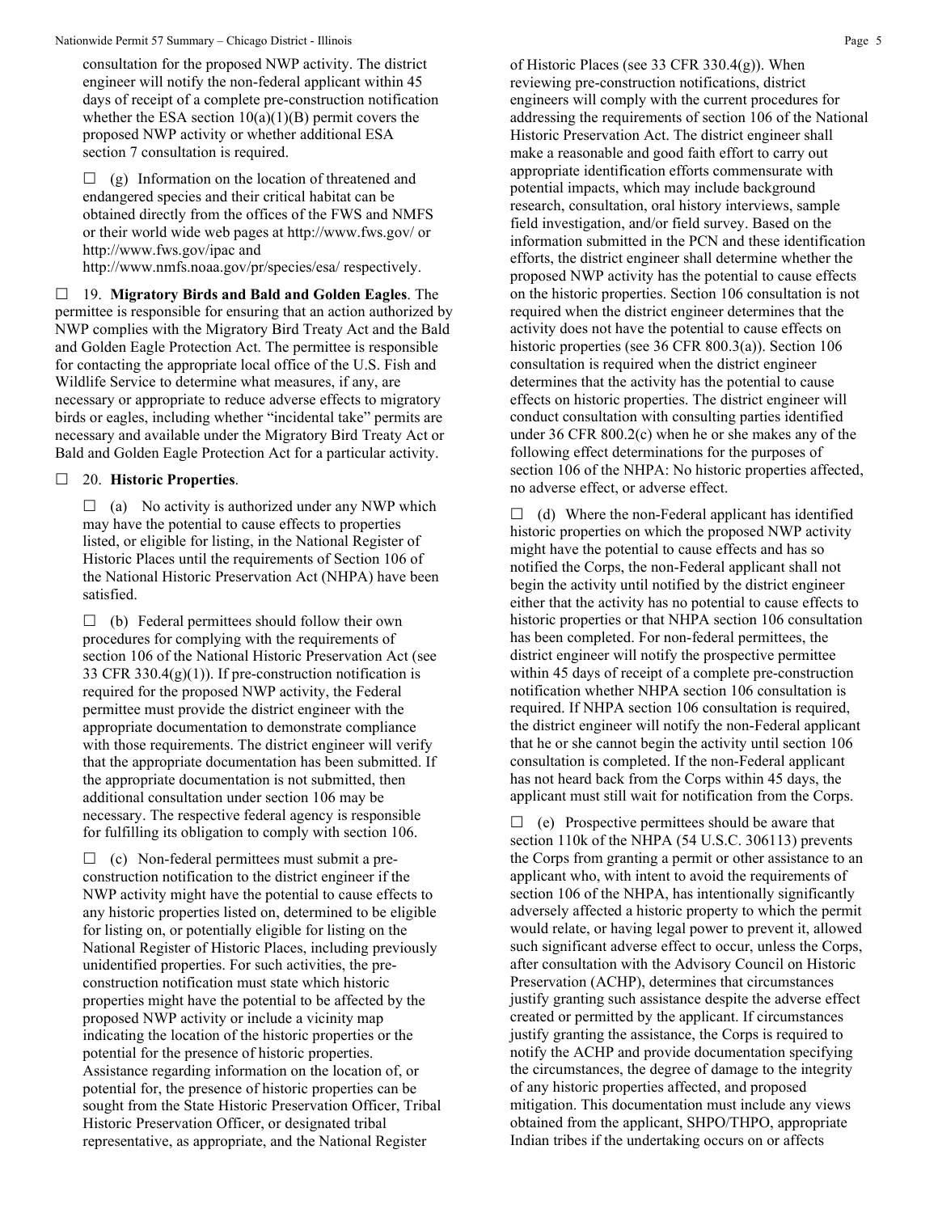consultation for the proposed NWP activity. The district engineer will notify the non-federal applicant within 45 days of receipt of a complete pre-construction notification whether the ESA section 10(a)(1)(B) permit covers the proposed NWP activity or whether additional ESA section 7 consultation is required.

☐ (g) Information on the location of threatened and endangered species and their critical habitat can be obtained directly from the offices of the FWS and NMFS or their world wide web pages at http://www.fws.gov/ or http://www.fws.gov/ipac and http://www.nmfs.noaa.gov/pr/species/esa/ respectively.

☐ 19. **Migratory Birds and Bald and Golden Eagles**. The permittee is responsible for ensuring that an action authorized by NWP complies with the Migratory Bird Treaty Act and the Bald and Golden Eagle Protection Act. The permittee is responsible for contacting the appropriate local office of the U.S. Fish and Wildlife Service to determine what measures, if any, are necessary or appropriate to reduce adverse effects to migratory birds or eagles, including whether "incidental take" permits are necessary and available under the Migratory Bird Treaty Act or Bald and Golden Eagle Protection Act for a particular activity.

☐ 20. **Historic Properties**.

☐ (a) No activity is authorized under any NWP which may have the potential to cause effects to properties listed, or eligible for listing, in the National Register of Historic Places until the requirements of Section 106 of the National Historic Preservation Act (NHPA) have been satisfied.

☐ (b) Federal permittees should follow their own procedures for complying with the requirements of section 106 of the National Historic Preservation Act (see 33 CFR 330.4(g)(1)). If pre-construction notification is required for the proposed NWP activity, the Federal permittee must provide the district engineer with the appropriate documentation to demonstrate compliance with those requirements. The district engineer will verify that the appropriate documentation has been submitted. If the appropriate documentation is not submitted, then additional consultation under section 106 may be necessary. The respective federal agency is responsible for fulfilling its obligation to comply with section 106.

☐ (c) Non-federal permittees must submit a pre-construction notification to the district engineer if the NWP activity might have the potential to cause effects to any historic properties listed on, determined to be eligible for listing on, or potentially eligible for listing on the National Register of Historic Places, including previously unidentified properties. For such activities, the pre-construction notification must state which historic properties might have the potential to be affected by the proposed NWP activity or include a vicinity map indicating the location of the historic properties or the potential for the presence of historic properties. Assistance regarding information on the location of, or potential for, the presence of historic properties can be sought from the State Historic Preservation Officer, Tribal Historic Preservation Officer, or designated tribal representative, as appropriate, and the National Register of Historic Places (see 33 CFR 330.4(g)). When reviewing pre-construction notifications, district engineers will comply with the current procedures for addressing the requirements of section 106 of the National Historic Preservation Act. The district engineer shall make a reasonable and good faith effort to carry out appropriate identification efforts commensurate with potential impacts, which may include background research, consultation, oral history interviews, sample field investigation, and/or field survey. Based on the information submitted in the PCN and these identification efforts, the district engineer shall determine whether the proposed NWP activity has the potential to cause effects on the historic properties. Section 106 consultation is not required when the district engineer determines that the activity does not have the potential to cause effects on historic properties (see 36 CFR 800.3(a)). Section 106 consultation is required when the district engineer determines that the activity has the potential to cause effects on historic properties. The district engineer will conduct consultation with consulting parties identified under 36 CFR 800.2(c) when he or she makes any of the following effect determinations for the purposes of section 106 of the NHPA: No historic properties affected, no adverse effect, or adverse effect.

☐ (d) Where the non-Federal applicant has identified historic properties on which the proposed NWP activity might have the potential to cause effects and has so notified the Corps, the non-Federal applicant shall not begin the activity until notified by the district engineer either that the activity has no potential to cause effects to historic properties or that NHPA section 106 consultation has been completed. For non-federal permittees, the district engineer will notify the prospective permittee within 45 days of receipt of a complete pre-construction notification whether NHPA section 106 consultation is required. If NHPA section 106 consultation is required, the district engineer will notify the non-Federal applicant that he or she cannot begin the activity until section 106 consultation is completed. If the non-Federal applicant has not heard back from the Corps within 45 days, the applicant must still wait for notification from the Corps.

☐ (e) Prospective permittees should be aware that section 110k of the NHPA (54 U.S.C. 306113) prevents the Corps from granting a permit or other assistance to an applicant who, with intent to avoid the requirements of section 106 of the NHPA, has intentionally significantly adversely affected a historic property to which the permit would relate, or having legal power to prevent it, allowed such significant adverse effect to occur, unless the Corps, after consultation with the Advisory Council on Historic Preservation (ACHP), determines that circumstances justify granting such assistance despite the adverse effect created or permitted by the applicant. If circumstances justify granting the assistance, the Corps is required to notify the ACHP and provide documentation specifying the circumstances, the degree of damage to the integrity of any historic properties affected, and proposed mitigation. This documentation must include any views obtained from the applicant, SHPO/THPO, appropriate Indian tribes if the undertaking occurs on or affects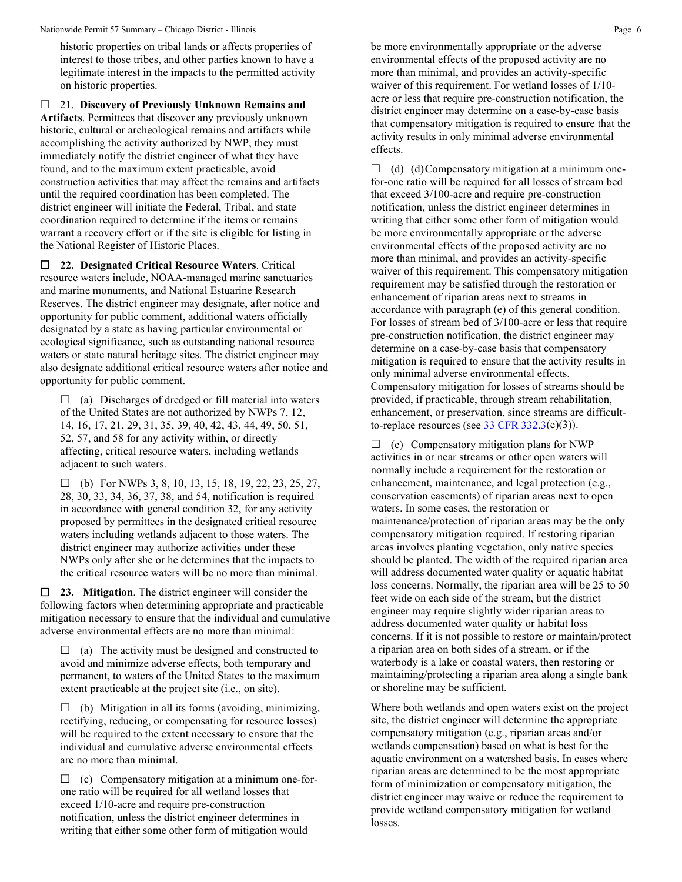historic properties on tribal lands or affects properties of interest to those tribes, and other parties known to have a legitimate interest in the impacts to the permitted activity on historic properties.

☐ 21. **Discovery of Previously Unknown Remains and Artifacts**. Permittees that discover any previously unknown historic, cultural or archeological remains and artifacts while accomplishing the activity authorized by NWP, they must immediately notify the district engineer of what they have found, and to the maximum extent practicable, avoid construction activities that may affect the remains and artifacts until the required coordination has been completed. The district engineer will initiate the Federal, Tribal, and state coordination required to determine if the items or remains warrant a recovery effort or if the site is eligible for listing in the National Register of Historic Places.

☐ **22. Designated Critical Resource Waters**. Critical resource waters include, NOAA-managed marine sanctuaries and marine monuments, and National Estuarine Research Reserves. The district engineer may designate, after notice and opportunity for public comment, additional waters officially designated by a state as having particular environmental or ecological significance, such as outstanding national resource waters or state natural heritage sites. The district engineer may also designate additional critical resource waters after notice and opportunity for public comment.

☐ (a) Discharges of dredged or fill material into waters of the United States are not authorized by NWPs 7, 12, 14, 16, 17, 21, 29, 31, 35, 39, 40, 42, 43, 44, 49, 50, 51, 52, 57, and 58 for any activity within, or directly affecting, critical resource waters, including wetlands adjacent to such waters.

☐ (b) For NWPs 3, 8, 10, 13, 15, 18, 19, 22, 23, 25, 27, 28, 30, 33, 34, 36, 37, 38, and 54, notification is required in accordance with general condition 32, for any activity proposed by permittees in the designated critical resource waters including wetlands adjacent to those waters. The district engineer may authorize activities under these NWPs only after she or he determines that the impacts to the critical resource waters will be no more than minimal.

☐ **23. Mitigation**. The district engineer will consider the following factors when determining appropriate and practicable mitigation necessary to ensure that the individual and cumulative adverse environmental effects are no more than minimal:

☐ (a) The activity must be designed and constructed to avoid and minimize adverse effects, both temporary and permanent, to waters of the United States to the maximum extent practicable at the project site (i.e., on site).

☐ (b) Mitigation in all its forms (avoiding, minimizing, rectifying, reducing, or compensating for resource losses) will be required to the extent necessary to ensure that the individual and cumulative adverse environmental effects are no more than minimal.

☐ (c) Compensatory mitigation at a minimum one-for-one ratio will be required for all wetland losses that exceed 1/10-acre and require pre-construction notification, unless the district engineer determines in writing that either some other form of mitigation would be more environmentally appropriate or the adverse environmental effects of the proposed activity are no more than minimal, and provides an activity-specific waiver of this requirement. For wetland losses of 1/10-acre or less that require pre-construction notification, the district engineer may determine on a case-by-case basis that compensatory mitigation is required to ensure that the activity results in only minimal adverse environmental effects.

☐ (d) (d)Compensatory mitigation at a minimum one-for-one ratio will be required for all losses of stream bed that exceed 3/100-acre and require pre-construction notification, unless the district engineer determines in writing that either some other form of mitigation would be more environmentally appropriate or the adverse environmental effects of the proposed activity are no more than minimal, and provides an activity-specific waiver of this requirement. This compensatory mitigation requirement may be satisfied through the restoration or enhancement of riparian areas next to streams in accordance with paragraph (e) of this general condition. For losses of stream bed of 3/100-acre or less that require pre-construction notification, the district engineer may determine on a case-by-case basis that compensatory mitigation is required to ensure that the activity results in only minimal adverse environmental effects. Compensatory mitigation for losses of streams should be provided, if practicable, through stream rehabilitation, enhancement, or preservation, since streams are difficult-to-replace resources (see [33 CFR 332.3](e)(3)).

☐ (e) Compensatory mitigation plans for NWP activities in or near streams or other open waters will normally include a requirement for the restoration or enhancement, maintenance, and legal protection (e.g., conservation easements) of riparian areas next to open waters. In some cases, the restoration or maintenance/protection of riparian areas may be the only compensatory mitigation required. If restoring riparian areas involves planting vegetation, only native species should be planted. The width of the required riparian area will address documented water quality or aquatic habitat loss concerns. Normally, the riparian area will be 25 to 50 feet wide on each side of the stream, but the district engineer may require slightly wider riparian areas to address documented water quality or habitat loss concerns. If it is not possible to restore or maintain/protect a riparian area on both sides of a stream, or if the waterbody is a lake or coastal waters, then restoring or maintaining/protecting a riparian area along a single bank or shoreline may be sufficient.

Where both wetlands and open waters exist on the project site, the district engineer will determine the appropriate compensatory mitigation (e.g., riparian areas and/or wetlands compensation) based on what is best for the aquatic environment on a watershed basis. In cases where riparian areas are determined to be the most appropriate form of minimization or compensatory mitigation, the district engineer may waive or reduce the requirement to provide wetland compensatory mitigation for wetland losses.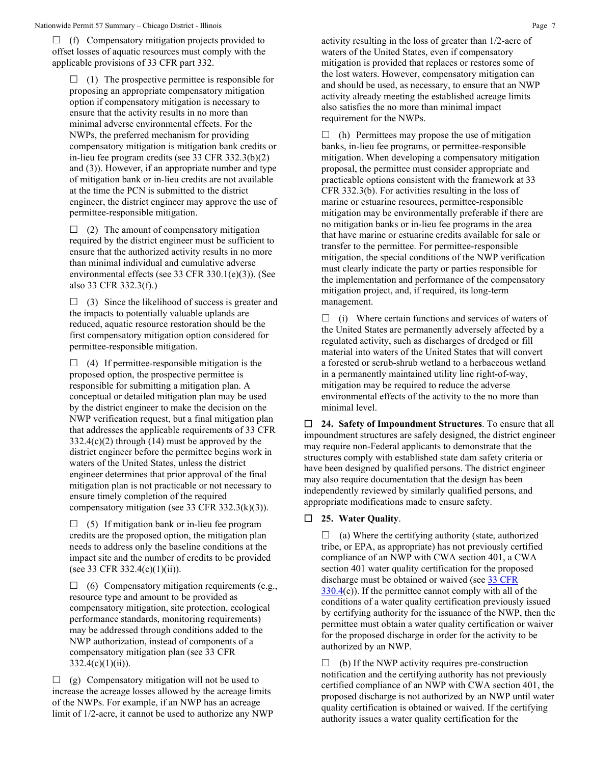☐ (f) Compensatory mitigation projects provided to offset losses of aquatic resources must comply with the applicable provisions of 33 CFR part 332.

☐ (1) The prospective permittee is responsible for proposing an appropriate compensatory mitigation option if compensatory mitigation is necessary to ensure that the activity results in no more than minimal adverse environmental effects. For the NWPs, the preferred mechanism for providing compensatory mitigation is mitigation bank credits or in-lieu fee program credits (see 33 CFR 332.3(b)(2) and (3)). However, if an appropriate number and type of mitigation bank or in-lieu credits are not available at the time the PCN is submitted to the district engineer, the district engineer may approve the use of permittee-responsible mitigation.

☐ (2) The amount of compensatory mitigation required by the district engineer must be sufficient to ensure that the authorized activity results in no more than minimal individual and cumulative adverse environmental effects (see 33 CFR 330.1(e)(3)). (See also 33 CFR 332.3(f).)

☐ (3) Since the likelihood of success is greater and the impacts to potentially valuable uplands are reduced, aquatic resource restoration should be the first compensatory mitigation option considered for permittee-responsible mitigation.

☐ (4) If permittee-responsible mitigation is the proposed option, the prospective permittee is responsible for submitting a mitigation plan. A conceptual or detailed mitigation plan may be used by the district engineer to make the decision on the NWP verification request, but a final mitigation plan that addresses the applicable requirements of 33 CFR 332.4(c)(2) through (14) must be approved by the district engineer before the permittee begins work in waters of the United States, unless the district engineer determines that prior approval of the final mitigation plan is not practicable or not necessary to ensure timely completion of the required compensatory mitigation (see 33 CFR 332.3(k)(3)).

☐ (5) If mitigation bank or in-lieu fee program credits are the proposed option, the mitigation plan needs to address only the baseline conditions at the impact site and the number of credits to be provided (see 33 CFR 332.4(c)(1)(ii)).

☐ (6) Compensatory mitigation requirements (e.g., resource type and amount to be provided as compensatory mitigation, site protection, ecological performance standards, monitoring requirements) may be addressed through conditions added to the NWP authorization, instead of components of a compensatory mitigation plan (see 33 CFR 332.4(c)(1)(ii)).

☐ (g) Compensatory mitigation will not be used to increase the acreage losses allowed by the acreage limits of the NWPs. For example, if an NWP has an acreage limit of 1/2-acre, it cannot be used to authorize any NWP activity resulting in the loss of greater than 1/2-acre of waters of the United States, even if compensatory mitigation is provided that replaces or restores some of the lost waters. However, compensatory mitigation can and should be used, as necessary, to ensure that an NWP activity already meeting the established acreage limits also satisfies the no more than minimal impact requirement for the NWPs.

☐ (h) Permittees may propose the use of mitigation banks, in-lieu fee programs, or permittee-responsible mitigation. When developing a compensatory mitigation proposal, the permittee must consider appropriate and practicable options consistent with the framework at 33 CFR 332.3(b). For activities resulting in the loss of marine or estuarine resources, permittee-responsible mitigation may be environmentally preferable if there are no mitigation banks or in-lieu fee programs in the area that have marine or estuarine credits available for sale or transfer to the permittee. For permittee-responsible mitigation, the special conditions of the NWP verification must clearly indicate the party or parties responsible for the implementation and performance of the compensatory mitigation project, and, if required, its long-term management.

☐ (i) Where certain functions and services of waters of the United States are permanently adversely affected by a regulated activity, such as discharges of dredged or fill material into waters of the United States that will convert a forested or scrub-shrub wetland to a herbaceous wetland in a permanently maintained utility line right-of-way, mitigation may be required to reduce the adverse environmental effects of the activity to the no more than minimal level.

☐ **24. Safety of Impoundment Structures**. To ensure that all impoundment structures are safely designed, the district engineer may require non-Federal applicants to demonstrate that the structures comply with established state dam safety criteria or have been designed by qualified persons. The district engineer may also require documentation that the design has been independently reviewed by similarly qualified persons, and appropriate modifications made to ensure safety.

☐ **25. Water Quality**.

☐ (a) Where the certifying authority (state, authorized tribe, or EPA, as appropriate) has not previously certified compliance of an NWP with CWA section 401, a CWA section 401 water quality certification for the proposed discharge must be obtained or waived (see 33 CFR 330.4(c)). If the permittee cannot comply with all of the conditions of a water quality certification previously issued by certifying authority for the issuance of the NWP, then the permittee must obtain a water quality certification or waiver for the proposed discharge in order for the activity to be authorized by an NWP.

☐ (b) If the NWP activity requires pre-construction notification and the certifying authority has not previously certified compliance of an NWP with CWA section 401, the proposed discharge is not authorized by an NWP until water quality certification is obtained or waived. If the certifying authority issues a water quality certification for the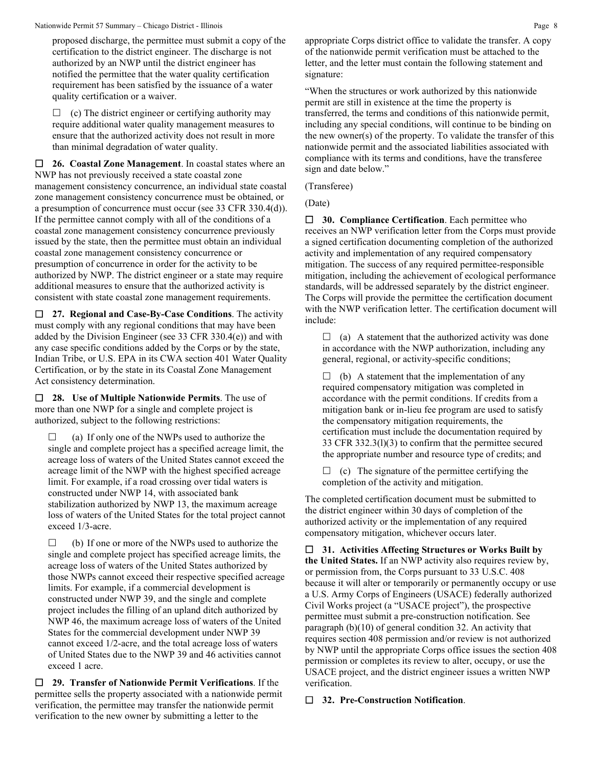proposed discharge, the permittee must submit a copy of the certification to the district engineer. The discharge is not authorized by an NWP until the district engineer has notified the permittee that the water quality certification requirement has been satisfied by the issuance of a water quality certification or a waiver.

☐ (c) The district engineer or certifying authority may require additional water quality management measures to ensure that the authorized activity does not result in more than minimal degradation of water quality.

☐ **26. Coastal Zone Management**. In coastal states where an NWP has not previously received a state coastal zone management consistency concurrence, an individual state coastal zone management consistency concurrence must be obtained, or a presumption of concurrence must occur (see 33 CFR 330.4(d)). If the permittee cannot comply with all of the conditions of a coastal zone management consistency concurrence previously issued by the state, then the permittee must obtain an individual coastal zone management consistency concurrence or presumption of concurrence in order for the activity to be authorized by NWP. The district engineer or a state may require additional measures to ensure that the authorized activity is consistent with state coastal zone management requirements.

☐ **27. Regional and Case-By-Case Conditions**. The activity must comply with any regional conditions that may have been added by the Division Engineer (see 33 CFR 330.4(e)) and with any case specific conditions added by the Corps or by the state, Indian Tribe, or U.S. EPA in its CWA section 401 Water Quality Certification, or by the state in its Coastal Zone Management Act consistency determination.

☐ **28. Use of Multiple Nationwide Permits**. The use of more than one NWP for a single and complete project is authorized, subject to the following restrictions:

☐ (a) If only one of the NWPs used to authorize the single and complete project has a specified acreage limit, the acreage loss of waters of the United States cannot exceed the acreage limit of the NWP with the highest specified acreage limit. For example, if a road crossing over tidal waters is constructed under NWP 14, with associated bank stabilization authorized by NWP 13, the maximum acreage loss of waters of the United States for the total project cannot exceed 1/3-acre.

☐ (b) If one or more of the NWPs used to authorize the single and complete project has specified acreage limits, the acreage loss of waters of the United States authorized by those NWPs cannot exceed their respective specified acreage limits. For example, if a commercial development is constructed under NWP 39, and the single and complete project includes the filling of an upland ditch authorized by NWP 46, the maximum acreage loss of waters of the United States for the commercial development under NWP 39 cannot exceed 1/2-acre, and the total acreage loss of waters of United States due to the NWP 39 and 46 activities cannot exceed 1 acre.

☐ **29. Transfer of Nationwide Permit Verifications**. If the permittee sells the property associated with a nationwide permit verification, the permittee may transfer the nationwide permit verification to the new owner by submitting a letter to the appropriate Corps district office to validate the transfer. A copy of the nationwide permit verification must be attached to the letter, and the letter must contain the following statement and signature:

"When the structures or work authorized by this nationwide permit are still in existence at the time the property is transferred, the terms and conditions of this nationwide permit, including any special conditions, will continue to be binding on the new owner(s) of the property. To validate the transfer of this nationwide permit and the associated liabilities associated with compliance with its terms and conditions, have the transferee sign and date below."

(Transferee)

(Date)

☐ **30. Compliance Certification**. Each permittee who receives an NWP verification letter from the Corps must provide a signed certification documenting completion of the authorized activity and implementation of any required compensatory mitigation. The success of any required permittee-responsible mitigation, including the achievement of ecological performance standards, will be addressed separately by the district engineer. The Corps will provide the permittee the certification document with the NWP verification letter. The certification document will include:

☐ (a) A statement that the authorized activity was done in accordance with the NWP authorization, including any general, regional, or activity-specific conditions;

☐ (b) A statement that the implementation of any required compensatory mitigation was completed in accordance with the permit conditions. If credits from a mitigation bank or in-lieu fee program are used to satisfy the compensatory mitigation requirements, the certification must include the documentation required by 33 CFR 332.3(l)(3) to confirm that the permittee secured the appropriate number and resource type of credits; and

☐ (c) The signature of the permittee certifying the completion of the activity and mitigation.

The completed certification document must be submitted to the district engineer within 30 days of completion of the authorized activity or the implementation of any required compensatory mitigation, whichever occurs later.

☐ **31. Activities Affecting Structures or Works Built by the United States.** If an NWP activity also requires review by, or permission from, the Corps pursuant to 33 U.S.C. 408 because it will alter or temporarily or permanently occupy or use a U.S. Army Corps of Engineers (USACE) federally authorized Civil Works project (a "USACE project"), the prospective permittee must submit a pre-construction notification. See paragraph (b)(10) of general condition 32. An activity that requires section 408 permission and/or review is not authorized by NWP until the appropriate Corps office issues the section 408 permission or completes its review to alter, occupy, or use the USACE project, and the district engineer issues a written NWP verification.

☐ **32. Pre-Construction Notification**.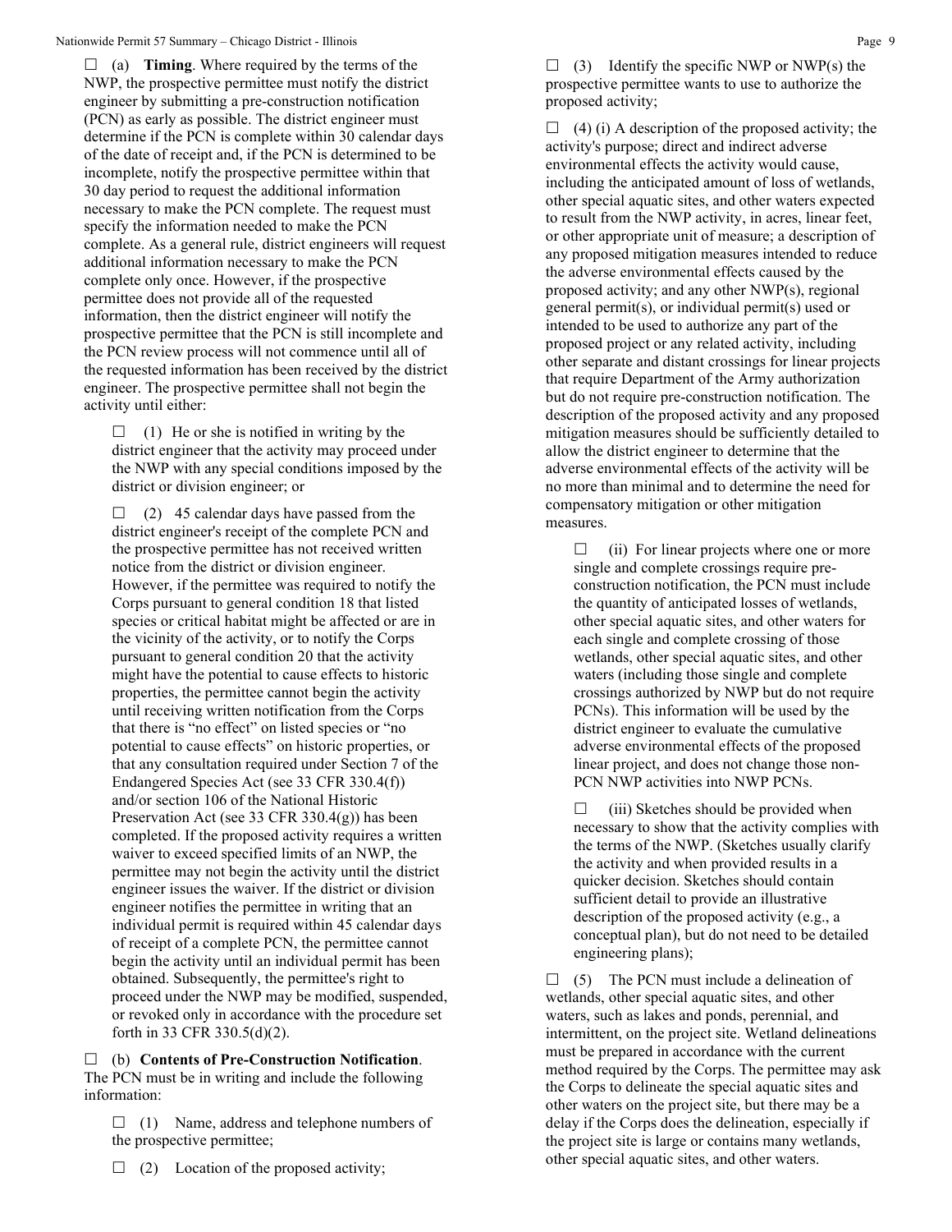☐ (a) **Timing**. Where required by the terms of the NWP, the prospective permittee must notify the district engineer by submitting a pre-construction notification (PCN) as early as possible. The district engineer must determine if the PCN is complete within 30 calendar days of the date of receipt and, if the PCN is determined to be incomplete, notify the prospective permittee within that 30 day period to request the additional information necessary to make the PCN complete. The request must specify the information needed to make the PCN complete. As a general rule, district engineers will request additional information necessary to make the PCN complete only once. However, if the prospective permittee does not provide all of the requested information, then the district engineer will notify the prospective permittee that the PCN is still incomplete and the PCN review process will not commence until all of the requested information has been received by the district engineer. The prospective permittee shall not begin the activity until either:

> ☐ (1) He or she is notified in writing by the district engineer that the activity may proceed under the NWP with any special conditions imposed by the district or division engineer; or
>
> ☐ (2) 45 calendar days have passed from the district engineer's receipt of the complete PCN and the prospective permittee has not received written notice from the district or division engineer. However, if the permittee was required to notify the Corps pursuant to general condition 18 that listed species or critical habitat might be affected or are in the vicinity of the activity, or to notify the Corps pursuant to general condition 20 that the activity might have the potential to cause effects to historic properties, the permittee cannot begin the activity until receiving written notification from the Corps that there is "no effect" on listed species or "no potential to cause effects" on historic properties, or that any consultation required under Section 7 of the Endangered Species Act (see 33 CFR 330.4(f)) and/or section 106 of the National Historic Preservation Act (see 33 CFR 330.4(g)) has been completed. If the proposed activity requires a written waiver to exceed specified limits of an NWP, the permittee may not begin the activity until the district engineer issues the waiver. If the district or division engineer notifies the permittee in writing that an individual permit is required within 45 calendar days of receipt of a complete PCN, the permittee cannot begin the activity until an individual permit has been obtained. Subsequently, the permittee's right to proceed under the NWP may be modified, suspended, or revoked only in accordance with the procedure set forth in 33 CFR 330.5(d)(2).

☐ (b) **Contents of Pre-Construction Notification**. The PCN must be in writing and include the following information:

> ☐ (1) Name, address and telephone numbers of the prospective permittee;
>
> ☐ (2) Location of the proposed activity;

☐ (3) Identify the specific NWP or NWP(s) the prospective permittee wants to use to authorize the proposed activity;

☐ (4) (i) A description of the proposed activity; the activity's purpose; direct and indirect adverse environmental effects the activity would cause, including the anticipated amount of loss of wetlands, other special aquatic sites, and other waters expected to result from the NWP activity, in acres, linear feet, or other appropriate unit of measure; a description of any proposed mitigation measures intended to reduce the adverse environmental effects caused by the proposed activity; and any other NWP(s), regional general permit(s), or individual permit(s) used or intended to be used to authorize any part of the proposed project or any related activity, including other separate and distant crossings for linear projects that require Department of the Army authorization but do not require pre-construction notification. The description of the proposed activity and any proposed mitigation measures should be sufficiently detailed to allow the district engineer to determine that the adverse environmental effects of the activity will be no more than minimal and to determine the need for compensatory mitigation or other mitigation measures.

> ☐ (ii) For linear projects where one or more single and complete crossings require pre-construction notification, the PCN must include the quantity of anticipated losses of wetlands, other special aquatic sites, and other waters for each single and complete crossing of those wetlands, other special aquatic sites, and other waters (including those single and complete crossings authorized by NWP but do not require PCNs). This information will be used by the district engineer to evaluate the cumulative adverse environmental effects of the proposed linear project, and does not change those non-PCN NWP activities into NWP PCNs.
>
> ☐ (iii) Sketches should be provided when necessary to show that the activity complies with the terms of the NWP. (Sketches usually clarify the activity and when provided results in a quicker decision. Sketches should contain sufficient detail to provide an illustrative description of the proposed activity (e.g., a conceptual plan), but do not need to be detailed engineering plans);

☐ (5) The PCN must include a delineation of wetlands, other special aquatic sites, and other waters, such as lakes and ponds, perennial, and intermittent, on the project site. Wetland delineations must be prepared in accordance with the current method required by the Corps. The permittee may ask the Corps to delineate the special aquatic sites and other waters on the project site, but there may be a delay if the Corps does the delineation, especially if the project site is large or contains many wetlands, other special aquatic sites, and other waters.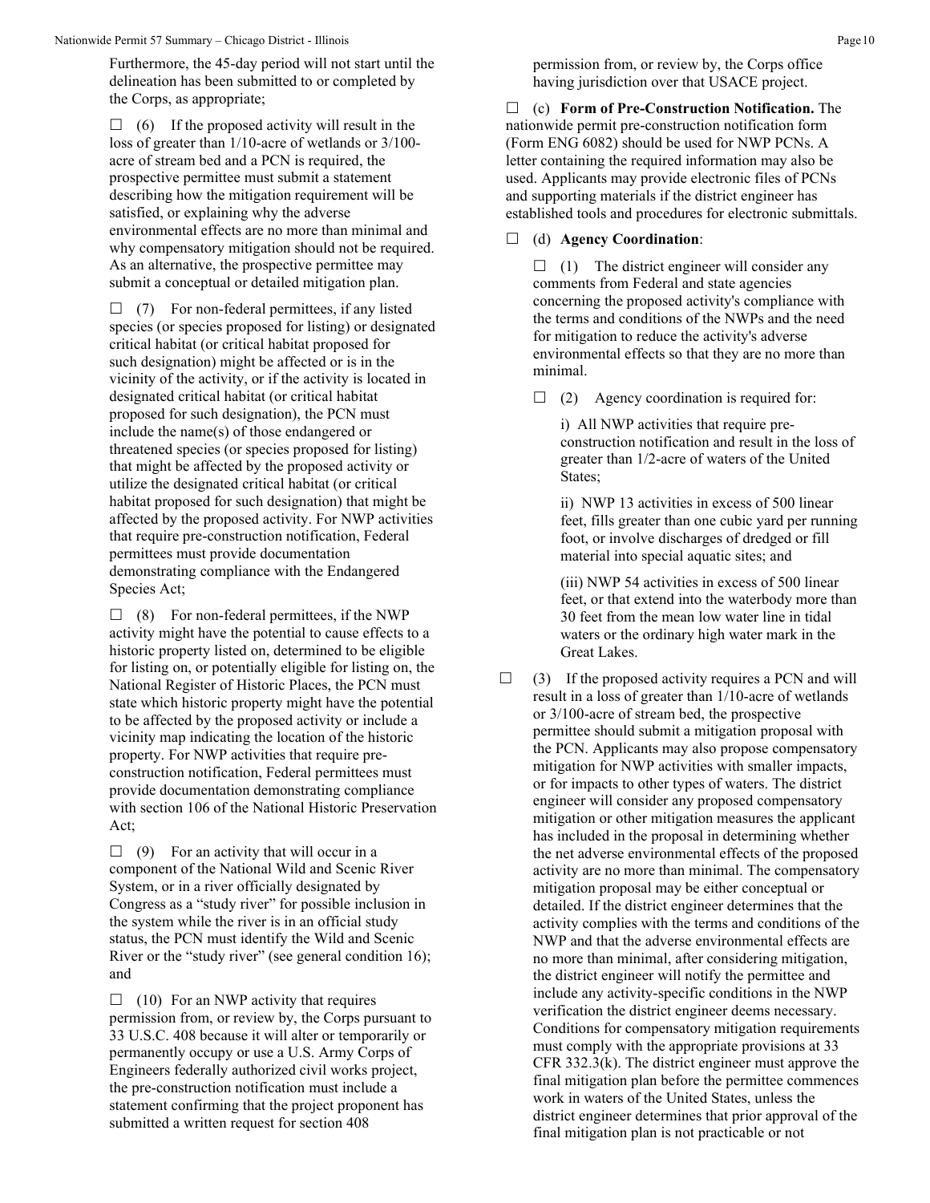Furthermore, the 45-day period will not start until the delineation has been submitted to or completed by the Corps, as appropriate;

☐ (6) If the proposed activity will result in the loss of greater than 1/10-acre of wetlands or 3/100-acre of stream bed and a PCN is required, the prospective permittee must submit a statement describing how the mitigation requirement will be satisfied, or explaining why the adverse environmental effects are no more than minimal and why compensatory mitigation should not be required. As an alternative, the prospective permittee may submit a conceptual or detailed mitigation plan.

☐ (7) For non-federal permittees, if any listed species (or species proposed for listing) or designated critical habitat (or critical habitat proposed for such designation) might be affected or is in the vicinity of the activity, or if the activity is located in designated critical habitat (or critical habitat proposed for such designation), the PCN must include the name(s) of those endangered or threatened species (or species proposed for listing) that might be affected by the proposed activity or utilize the designated critical habitat (or critical habitat proposed for such designation) that might be affected by the proposed activity. For NWP activities that require pre-construction notification, Federal permittees must provide documentation demonstrating compliance with the Endangered Species Act;

☐ (8) For non-federal permittees, if the NWP activity might have the potential to cause effects to a historic property listed on, determined to be eligible for listing on, or potentially eligible for listing on, the National Register of Historic Places, the PCN must state which historic property might have the potential to be affected by the proposed activity or include a vicinity map indicating the location of the historic property. For NWP activities that require pre-construction notification, Federal permittees must provide documentation demonstrating compliance with section 106 of the National Historic Preservation Act;

☐ (9) For an activity that will occur in a component of the National Wild and Scenic River System, or in a river officially designated by Congress as a "study river" for possible inclusion in the system while the river is in an official study status, the PCN must identify the Wild and Scenic River or the "study river" (see general condition 16); and

☐ (10) For an NWP activity that requires permission from, or review by, the Corps pursuant to 33 U.S.C. 408 because it will alter or temporarily or permanently occupy or use a U.S. Army Corps of Engineers federally authorized civil works project, the pre-construction notification must include a statement confirming that the project proponent has submitted a written request for section 408 permission from, or review by, the Corps office having jurisdiction over that USACE project.

☐ (c) **Form of Pre-Construction Notification.** The nationwide permit pre-construction notification form (Form ENG 6082) should be used for NWP PCNs. A letter containing the required information may also be used. Applicants may provide electronic files of PCNs and supporting materials if the district engineer has established tools and procedures for electronic submittals.

☐ (d) **Agency Coordination**:

☐ (1) The district engineer will consider any comments from Federal and state agencies concerning the proposed activity's compliance with the terms and conditions of the NWPs and the need for mitigation to reduce the activity's adverse environmental effects so that they are no more than minimal.

☐ (2) Agency coordination is required for:

i) All NWP activities that require pre-construction notification and result in the loss of greater than 1/2-acre of waters of the United States;

ii) NWP 13 activities in excess of 500 linear feet, fills greater than one cubic yard per running foot, or involve discharges of dredged or fill material into special aquatic sites; and

(iii) NWP 54 activities in excess of 500 linear feet, or that extend into the waterbody more than 30 feet from the mean low water line in tidal waters or the ordinary high water mark in the Great Lakes.

☐ (3) If the proposed activity requires a PCN and will result in a loss of greater than 1/10-acre of wetlands or 3/100-acre of stream bed, the prospective permittee should submit a mitigation proposal with the PCN. Applicants may also propose compensatory mitigation for NWP activities with smaller impacts, or for impacts to other types of waters. The district engineer will consider any proposed compensatory mitigation or other mitigation measures the applicant has included in the proposal in determining whether the net adverse environmental effects of the proposed activity are no more than minimal. The compensatory mitigation proposal may be either conceptual or detailed. If the district engineer determines that the activity complies with the terms and conditions of the NWP and that the adverse environmental effects are no more than minimal, after considering mitigation, the district engineer will notify the permittee and include any activity-specific conditions in the NWP verification the district engineer deems necessary. Conditions for compensatory mitigation requirements must comply with the appropriate provisions at 33 CFR 332.3(k). The district engineer must approve the final mitigation plan before the permittee commences work in waters of the United States, unless the district engineer determines that prior approval of the final mitigation plan is not practicable or not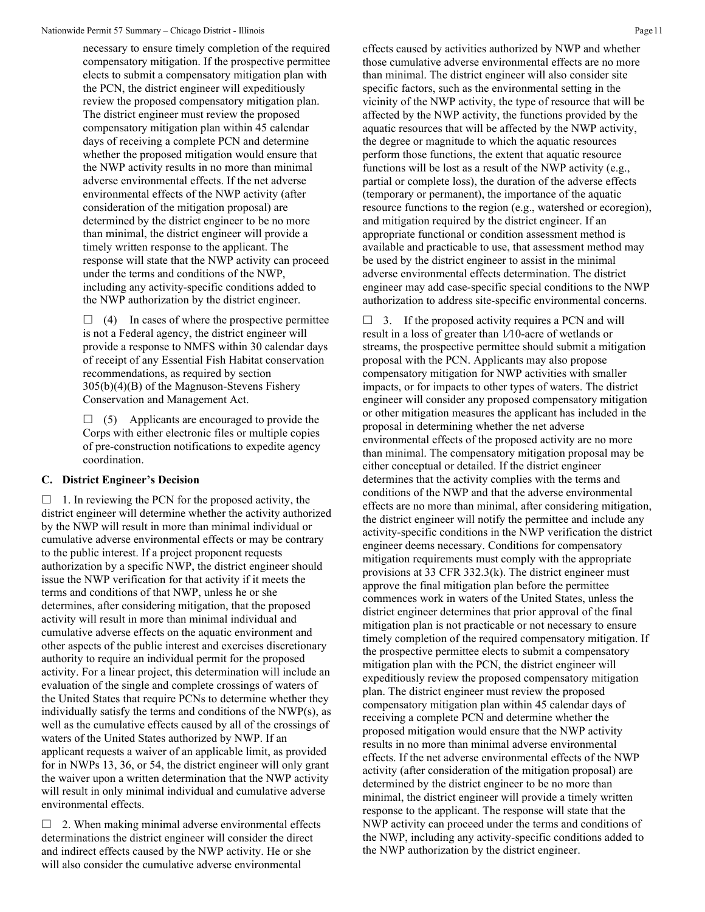necessary to ensure timely completion of the required compensatory mitigation. If the prospective permittee elects to submit a compensatory mitigation plan with the PCN, the district engineer will expeditiously review the proposed compensatory mitigation plan. The district engineer must review the proposed compensatory mitigation plan within 45 calendar days of receiving a complete PCN and determine whether the proposed mitigation would ensure that the NWP activity results in no more than minimal adverse environmental effects. If the net adverse environmental effects of the NWP activity (after consideration of the mitigation proposal) are determined by the district engineer to be no more than minimal, the district engineer will provide a timely written response to the applicant. The response will state that the NWP activity can proceed under the terms and conditions of the NWP, including any activity-specific conditions added to the NWP authorization by the district engineer.

☐ (4) In cases of where the prospective permittee is not a Federal agency, the district engineer will provide a response to NMFS within 30 calendar days of receipt of any Essential Fish Habitat conservation recommendations, as required by section 305(b)(4)(B) of the Magnuson-Stevens Fishery Conservation and Management Act.

☐ (5) Applicants are encouraged to provide the Corps with either electronic files or multiple copies of pre-construction notifications to expedite agency coordination.

### C. District Engineer's Decision

☐ 1. In reviewing the PCN for the proposed activity, the district engineer will determine whether the activity authorized by the NWP will result in more than minimal individual or cumulative adverse environmental effects or may be contrary to the public interest. If a project proponent requests authorization by a specific NWP, the district engineer should issue the NWP verification for that activity if it meets the terms and conditions of that NWP, unless he or she determines, after considering mitigation, that the proposed activity will result in more than minimal individual and cumulative adverse effects on the aquatic environment and other aspects of the public interest and exercises discretionary authority to require an individual permit for the proposed activity. For a linear project, this determination will include an evaluation of the single and complete crossings of waters of the United States that require PCNs to determine whether they individually satisfy the terms and conditions of the NWP(s), as well as the cumulative effects caused by all of the crossings of waters of the United States authorized by NWP. If an applicant requests a waiver of an applicable limit, as provided for in NWPs 13, 36, or 54, the district engineer will only grant the waiver upon a written determination that the NWP activity will result in only minimal individual and cumulative adverse environmental effects.

☐ 2. When making minimal adverse environmental effects determinations the district engineer will consider the direct and indirect effects caused by the NWP activity. He or she will also consider the cumulative adverse environmental effects caused by activities authorized by NWP and whether those cumulative adverse environmental effects are no more than minimal. The district engineer will also consider site specific factors, such as the environmental setting in the vicinity of the NWP activity, the type of resource that will be affected by the NWP activity, the functions provided by the aquatic resources that will be affected by the NWP activity, the degree or magnitude to which the aquatic resources perform those functions, the extent that aquatic resource functions will be lost as a result of the NWP activity (e.g., partial or complete loss), the duration of the adverse effects (temporary or permanent), the importance of the aquatic resource functions to the region (e.g., watershed or ecoregion), and mitigation required by the district engineer. If an appropriate functional or condition assessment method is available and practicable to use, that assessment method may be used by the district engineer to assist in the minimal adverse environmental effects determination. The district engineer may add case-specific special conditions to the NWP authorization to address site-specific environmental concerns.

☐ 3. If the proposed activity requires a PCN and will result in a loss of greater than 1/10-acre of wetlands or streams, the prospective permittee should submit a mitigation proposal with the PCN. Applicants may also propose compensatory mitigation for NWP activities with smaller impacts, or for impacts to other types of waters. The district engineer will consider any proposed compensatory mitigation or other mitigation measures the applicant has included in the proposal in determining whether the net adverse environmental effects of the proposed activity are no more than minimal. The compensatory mitigation proposal may be either conceptual or detailed. If the district engineer determines that the activity complies with the terms and conditions of the NWP and that the adverse environmental effects are no more than minimal, after considering mitigation, the district engineer will notify the permittee and include any activity-specific conditions in the NWP verification the district engineer deems necessary. Conditions for compensatory mitigation requirements must comply with the appropriate provisions at 33 CFR 332.3(k). The district engineer must approve the final mitigation plan before the permittee commences work in waters of the United States, unless the district engineer determines that prior approval of the final mitigation plan is not practicable or not necessary to ensure timely completion of the required compensatory mitigation. If the prospective permittee elects to submit a compensatory mitigation plan with the PCN, the district engineer will expeditiously review the proposed compensatory mitigation plan. The district engineer must review the proposed compensatory mitigation plan within 45 calendar days of receiving a complete PCN and determine whether the proposed mitigation would ensure that the NWP activity results in no more than minimal adverse environmental effects. If the net adverse environmental effects of the NWP activity (after consideration of the mitigation proposal) are determined by the district engineer to be no more than minimal, the district engineer will provide a timely written response to the applicant. The response will state that the NWP activity can proceed under the terms and conditions of the NWP, including any activity-specific conditions added to the NWP authorization by the district engineer.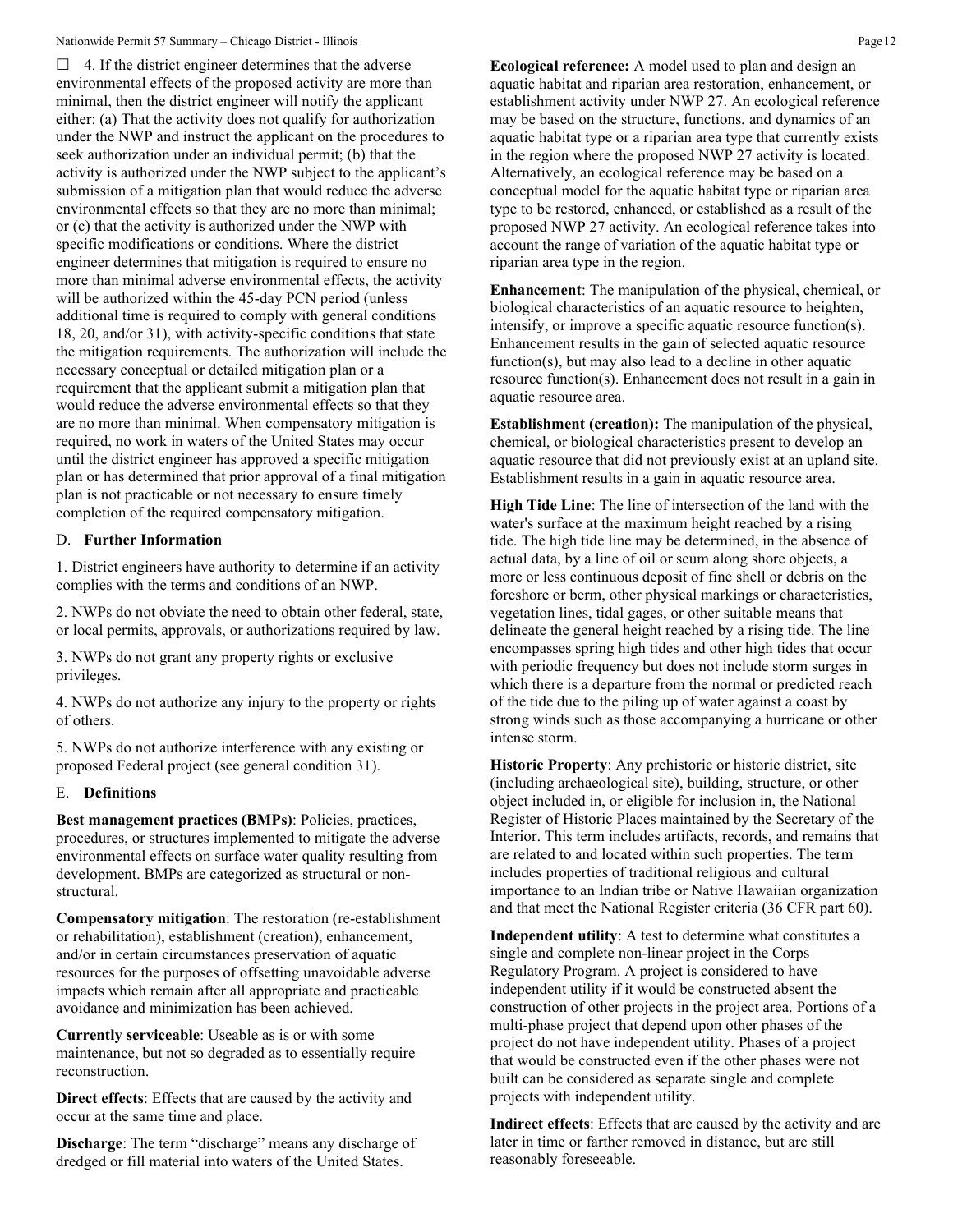☐ 4. If the district engineer determines that the adverse environmental effects of the proposed activity are more than minimal, then the district engineer will notify the applicant either: (a) That the activity does not qualify for authorization under the NWP and instruct the applicant on the procedures to seek authorization under an individual permit; (b) that the activity is authorized under the NWP subject to the applicant's submission of a mitigation plan that would reduce the adverse environmental effects so that they are no more than minimal; or (c) that the activity is authorized under the NWP with specific modifications or conditions. Where the district engineer determines that mitigation is required to ensure no more than minimal adverse environmental effects, the activity will be authorized within the 45-day PCN period (unless additional time is required to comply with general conditions 18, 20, and/or 31), with activity-specific conditions that state the mitigation requirements. The authorization will include the necessary conceptual or detailed mitigation plan or a requirement that the applicant submit a mitigation plan that would reduce the adverse environmental effects so that they are no more than minimal. When compensatory mitigation is required, no work in waters of the United States may occur until the district engineer has approved a specific mitigation plan or has determined that prior approval of a final mitigation plan is not practicable or not necessary to ensure timely completion of the required compensatory mitigation.

## D. Further Information

1. District engineers have authority to determine if an activity complies with the terms and conditions of an NWP.

2. NWPs do not obviate the need to obtain other federal, state, or local permits, approvals, or authorizations required by law.

3. NWPs do not grant any property rights or exclusive privileges.

4. NWPs do not authorize any injury to the property or rights of others.

5. NWPs do not authorize interference with any existing or proposed Federal project (see general condition 31).

## E. Definitions

**Best management practices (BMPs)**: Policies, practices, procedures, or structures implemented to mitigate the adverse environmental effects on surface water quality resulting from development. BMPs are categorized as structural or non-structural.

**Compensatory mitigation**: The restoration (re-establishment or rehabilitation), establishment (creation), enhancement, and/or in certain circumstances preservation of aquatic resources for the purposes of offsetting unavoidable adverse impacts which remain after all appropriate and practicable avoidance and minimization has been achieved.

**Currently serviceable**: Useable as is or with some maintenance, but not so degraded as to essentially require reconstruction.

**Direct effects**: Effects that are caused by the activity and occur at the same time and place.

**Discharge**: The term "discharge" means any discharge of dredged or fill material into waters of the United States.

**Ecological reference:** A model used to plan and design an aquatic habitat and riparian area restoration, enhancement, or establishment activity under NWP 27. An ecological reference may be based on the structure, functions, and dynamics of an aquatic habitat type or a riparian area type that currently exists in the region where the proposed NWP 27 activity is located. Alternatively, an ecological reference may be based on a conceptual model for the aquatic habitat type or riparian area type to be restored, enhanced, or established as a result of the proposed NWP 27 activity. An ecological reference takes into account the range of variation of the aquatic habitat type or riparian area type in the region.

**Enhancement**: The manipulation of the physical, chemical, or biological characteristics of an aquatic resource to heighten, intensify, or improve a specific aquatic resource function(s). Enhancement results in the gain of selected aquatic resource function(s), but may also lead to a decline in other aquatic resource function(s). Enhancement does not result in a gain in aquatic resource area.

**Establishment (creation):** The manipulation of the physical, chemical, or biological characteristics present to develop an aquatic resource that did not previously exist at an upland site. Establishment results in a gain in aquatic resource area.

**High Tide Line**: The line of intersection of the land with the water's surface at the maximum height reached by a rising tide. The high tide line may be determined, in the absence of actual data, by a line of oil or scum along shore objects, a more or less continuous deposit of fine shell or debris on the foreshore or berm, other physical markings or characteristics, vegetation lines, tidal gages, or other suitable means that delineate the general height reached by a rising tide. The line encompasses spring high tides and other high tides that occur with periodic frequency but does not include storm surges in which there is a departure from the normal or predicted reach of the tide due to the piling up of water against a coast by strong winds such as those accompanying a hurricane or other intense storm.

**Historic Property**: Any prehistoric or historic district, site (including archaeological site), building, structure, or other object included in, or eligible for inclusion in, the National Register of Historic Places maintained by the Secretary of the Interior. This term includes artifacts, records, and remains that are related to and located within such properties. The term includes properties of traditional religious and cultural importance to an Indian tribe or Native Hawaiian organization and that meet the National Register criteria (36 CFR part 60).

**Independent utility**: A test to determine what constitutes a single and complete non-linear project in the Corps Regulatory Program. A project is considered to have independent utility if it would be constructed absent the construction of other projects in the project area. Portions of a multi-phase project that depend upon other phases of the project do not have independent utility. Phases of a project that would be constructed even if the other phases were not built can be considered as separate single and complete projects with independent utility.

**Indirect effects**: Effects that are caused by the activity and are later in time or farther removed in distance, but are still reasonably foreseeable.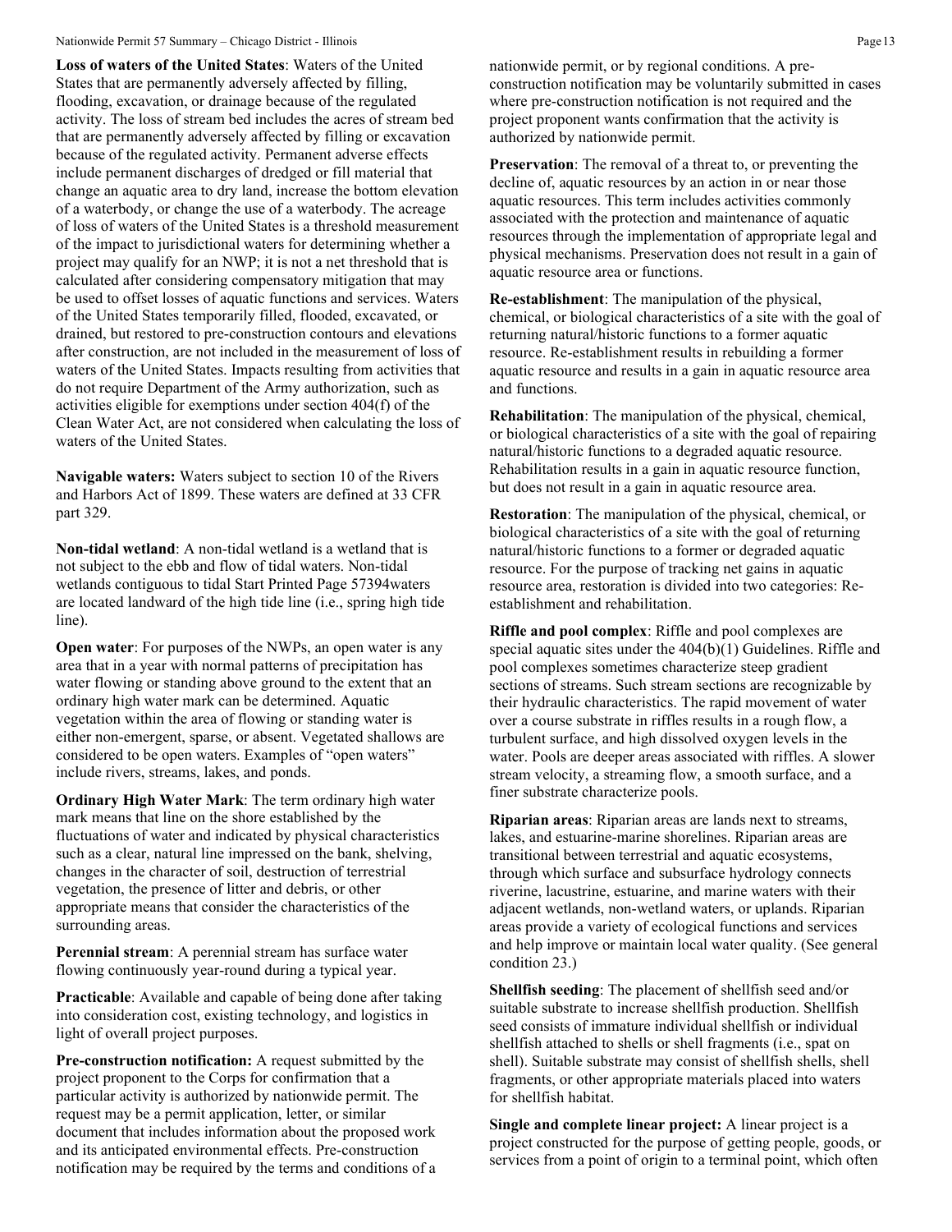**Loss of waters of the United States**: Waters of the United States that are permanently adversely affected by filling, flooding, excavation, or drainage because of the regulated activity. The loss of stream bed includes the acres of stream bed that are permanently adversely affected by filling or excavation because of the regulated activity. Permanent adverse effects include permanent discharges of dredged or fill material that change an aquatic area to dry land, increase the bottom elevation of a waterbody, or change the use of a waterbody. The acreage of loss of waters of the United States is a threshold measurement of the impact to jurisdictional waters for determining whether a project may qualify for an NWP; it is not a net threshold that is calculated after considering compensatory mitigation that may be used to offset losses of aquatic functions and services. Waters of the United States temporarily filled, flooded, excavated, or drained, but restored to pre-construction contours and elevations after construction, are not included in the measurement of loss of waters of the United States. Impacts resulting from activities that do not require Department of the Army authorization, such as activities eligible for exemptions under section 404(f) of the Clean Water Act, are not considered when calculating the loss of waters of the United States.

**Navigable waters:** Waters subject to section 10 of the Rivers and Harbors Act of 1899. These waters are defined at 33 CFR part 329.

**Non-tidal wetland**: A non-tidal wetland is a wetland that is not subject to the ebb and flow of tidal waters. Non-tidal wetlands contiguous to tidal Start Printed Page 57394waters are located landward of the high tide line (i.e., spring high tide line).

**Open water**: For purposes of the NWPs, an open water is any area that in a year with normal patterns of precipitation has water flowing or standing above ground to the extent that an ordinary high water mark can be determined. Aquatic vegetation within the area of flowing or standing water is either non-emergent, sparse, or absent. Vegetated shallows are considered to be open waters. Examples of "open waters" include rivers, streams, lakes, and ponds.

**Ordinary High Water Mark**: The term ordinary high water mark means that line on the shore established by the fluctuations of water and indicated by physical characteristics such as a clear, natural line impressed on the bank, shelving, changes in the character of soil, destruction of terrestrial vegetation, the presence of litter and debris, or other appropriate means that consider the characteristics of the surrounding areas.

**Perennial stream**: A perennial stream has surface water flowing continuously year-round during a typical year.

**Practicable**: Available and capable of being done after taking into consideration cost, existing technology, and logistics in light of overall project purposes.

**Pre-construction notification:** A request submitted by the project proponent to the Corps for confirmation that a particular activity is authorized by nationwide permit. The request may be a permit application, letter, or similar document that includes information about the proposed work and its anticipated environmental effects. Pre-construction notification may be required by the terms and conditions of a nationwide permit, or by regional conditions. A pre-construction notification may be voluntarily submitted in cases where pre-construction notification is not required and the project proponent wants confirmation that the activity is authorized by nationwide permit.

**Preservation**: The removal of a threat to, or preventing the decline of, aquatic resources by an action in or near those aquatic resources. This term includes activities commonly associated with the protection and maintenance of aquatic resources through the implementation of appropriate legal and physical mechanisms. Preservation does not result in a gain of aquatic resource area or functions.

**Re-establishment**: The manipulation of the physical, chemical, or biological characteristics of a site with the goal of returning natural/historic functions to a former aquatic resource. Re-establishment results in rebuilding a former aquatic resource and results in a gain in aquatic resource area and functions.

**Rehabilitation**: The manipulation of the physical, chemical, or biological characteristics of a site with the goal of repairing natural/historic functions to a degraded aquatic resource. Rehabilitation results in a gain in aquatic resource function, but does not result in a gain in aquatic resource area.

**Restoration**: The manipulation of the physical, chemical, or biological characteristics of a site with the goal of returning natural/historic functions to a former or degraded aquatic resource. For the purpose of tracking net gains in aquatic resource area, restoration is divided into two categories: Re-establishment and rehabilitation.

**Riffle and pool complex**: Riffle and pool complexes are special aquatic sites under the 404(b)(1) Guidelines. Riffle and pool complexes sometimes characterize steep gradient sections of streams. Such stream sections are recognizable by their hydraulic characteristics. The rapid movement of water over a course substrate in riffles results in a rough flow, a turbulent surface, and high dissolved oxygen levels in the water. Pools are deeper areas associated with riffles. A slower stream velocity, a streaming flow, a smooth surface, and a finer substrate characterize pools.

**Riparian areas**: Riparian areas are lands next to streams, lakes, and estuarine-marine shorelines. Riparian areas are transitional between terrestrial and aquatic ecosystems, through which surface and subsurface hydrology connects riverine, lacustrine, estuarine, and marine waters with their adjacent wetlands, non-wetland waters, or uplands. Riparian areas provide a variety of ecological functions and services and help improve or maintain local water quality. (See general condition 23.)

**Shellfish seeding**: The placement of shellfish seed and/or suitable substrate to increase shellfish production. Shellfish seed consists of immature individual shellfish or individual shellfish attached to shells or shell fragments (i.e., spat on shell). Suitable substrate may consist of shellfish shells, shell fragments, or other appropriate materials placed into waters for shellfish habitat.

**Single and complete linear project:** A linear project is a project constructed for the purpose of getting people, goods, or services from a point of origin to a terminal point, which often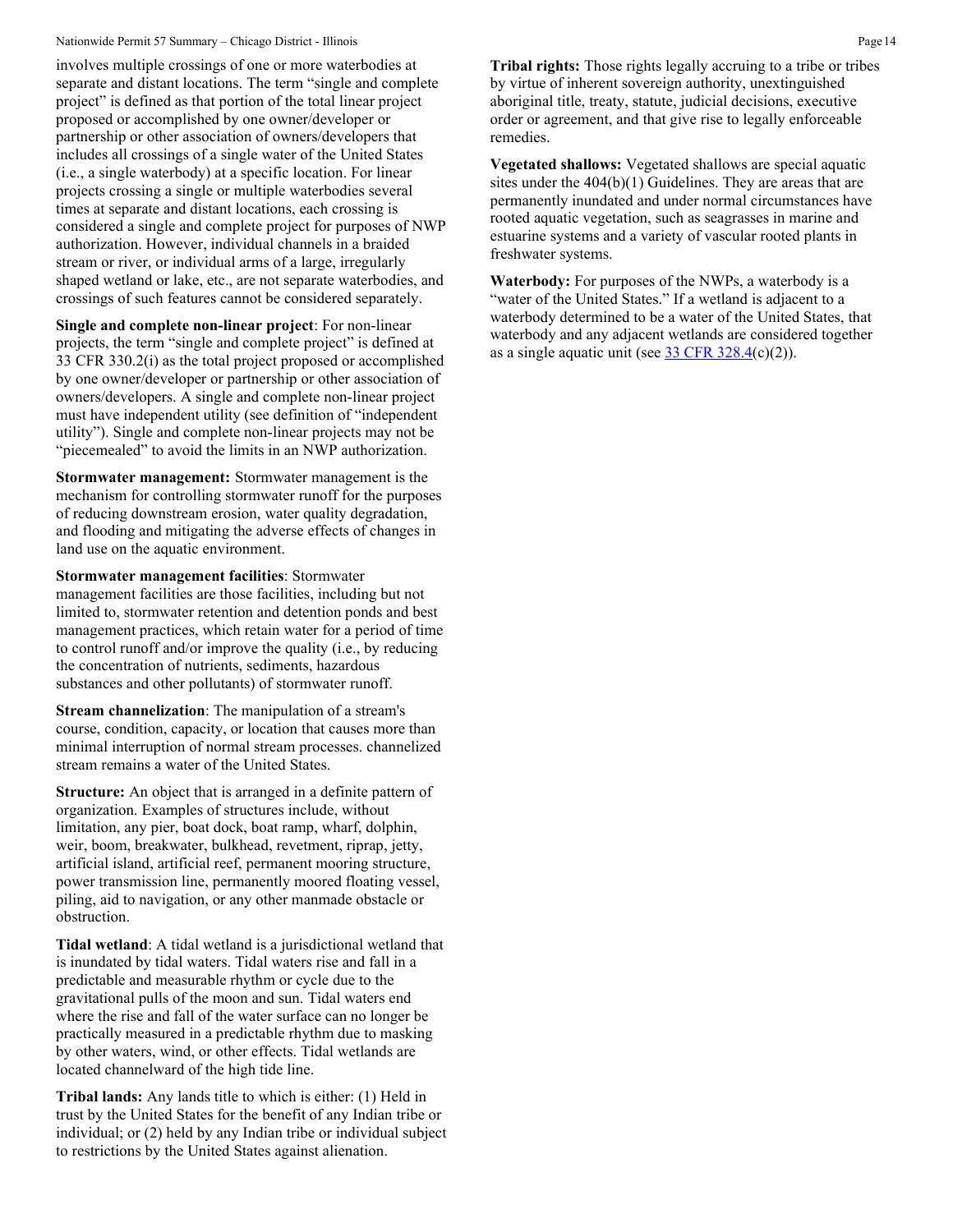involves multiple crossings of one or more waterbodies at separate and distant locations. The term "single and complete project" is defined as that portion of the total linear project proposed or accomplished by one owner/developer or partnership or other association of owners/developers that includes all crossings of a single water of the United States (i.e., a single waterbody) at a specific location. For linear projects crossing a single or multiple waterbodies several times at separate and distant locations, each crossing is considered a single and complete project for purposes of NWP authorization. However, individual channels in a braided stream or river, or individual arms of a large, irregularly shaped wetland or lake, etc., are not separate waterbodies, and crossings of such features cannot be considered separately.

**Single and complete non-linear project**: For non-linear projects, the term "single and complete project" is defined at 33 CFR 330.2(i) as the total project proposed or accomplished by one owner/developer or partnership or other association of owners/developers. A single and complete non-linear project must have independent utility (see definition of "independent utility"). Single and complete non-linear projects may not be "piecemealed" to avoid the limits in an NWP authorization.

**Stormwater management:** Stormwater management is the mechanism for controlling stormwater runoff for the purposes of reducing downstream erosion, water quality degradation, and flooding and mitigating the adverse effects of changes in land use on the aquatic environment.

**Stormwater management facilities**: Stormwater management facilities are those facilities, including but not limited to, stormwater retention and detention ponds and best management practices, which retain water for a period of time to control runoff and/or improve the quality (i.e., by reducing the concentration of nutrients, sediments, hazardous substances and other pollutants) of stormwater runoff.

**Stream channelization**: The manipulation of a stream's course, condition, capacity, or location that causes more than minimal interruption of normal stream processes. channelized stream remains a water of the United States.

**Structure:** An object that is arranged in a definite pattern of organization. Examples of structures include, without limitation, any pier, boat dock, boat ramp, wharf, dolphin, weir, boom, breakwater, bulkhead, revetment, riprap, jetty, artificial island, artificial reef, permanent mooring structure, power transmission line, permanently moored floating vessel, piling, aid to navigation, or any other manmade obstacle or obstruction.

**Tidal wetland**: A tidal wetland is a jurisdictional wetland that is inundated by tidal waters. Tidal waters rise and fall in a predictable and measurable rhythm or cycle due to the gravitational pulls of the moon and sun. Tidal waters end where the rise and fall of the water surface can no longer be practically measured in a predictable rhythm due to masking by other waters, wind, or other effects. Tidal wetlands are located channelward of the high tide line.

**Tribal lands:** Any lands title to which is either: (1) Held in trust by the United States for the benefit of any Indian tribe or individual; or (2) held by any Indian tribe or individual subject to restrictions by the United States against alienation.

**Tribal rights:** Those rights legally accruing to a tribe or tribes by virtue of inherent sovereign authority, unextinguished aboriginal title, treaty, statute, judicial decisions, executive order or agreement, and that give rise to legally enforceable remedies.

**Vegetated shallows:** Vegetated shallows are special aquatic sites under the 404(b)(1) Guidelines. They are areas that are permanently inundated and under normal circumstances have rooted aquatic vegetation, such as seagrasses in marine and estuarine systems and a variety of vascular rooted plants in freshwater systems.

**Waterbody:** For purposes of the NWPs, a waterbody is a "water of the United States." If a wetland is adjacent to a waterbody determined to be a water of the United States, that waterbody and any adjacent wetlands are considered together as a single aquatic unit (see 33 CFR 328.4(c)(2)).